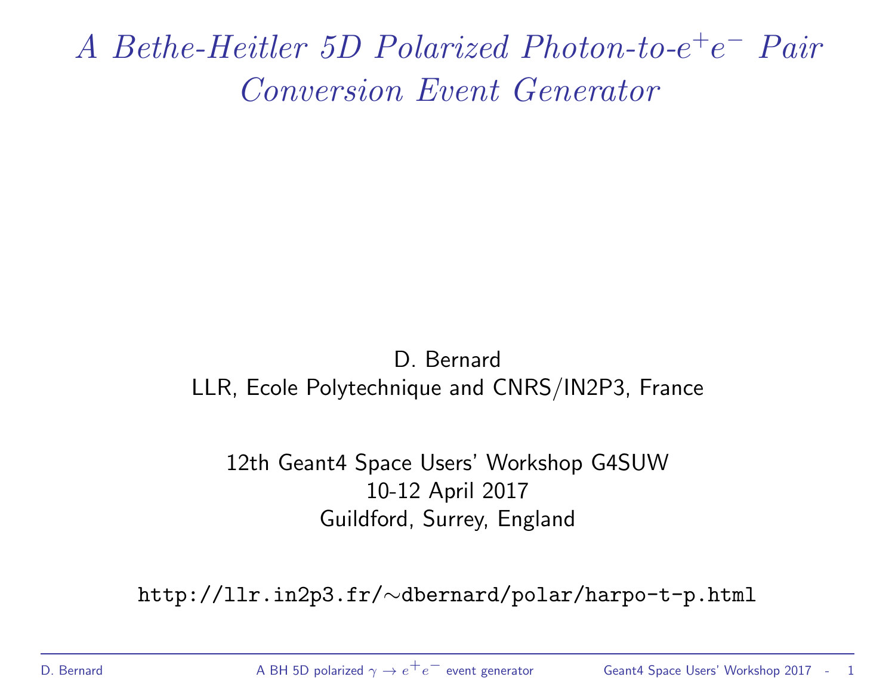# *A Bethe-Heitler 5D Polarized Photon-to-$e^+e^-$ Pair Conversion Event Generator*

D. Bernard
LLR, Ecole Polytechnique and CNRS/IN2P3, France

12th Geant4 Space Users' Workshop G4SUW
10-12 April 2017
Guildford, Surrey, England

`http://llr.in2p3.fr/∼dbernard/polar/harpo-t-p.html`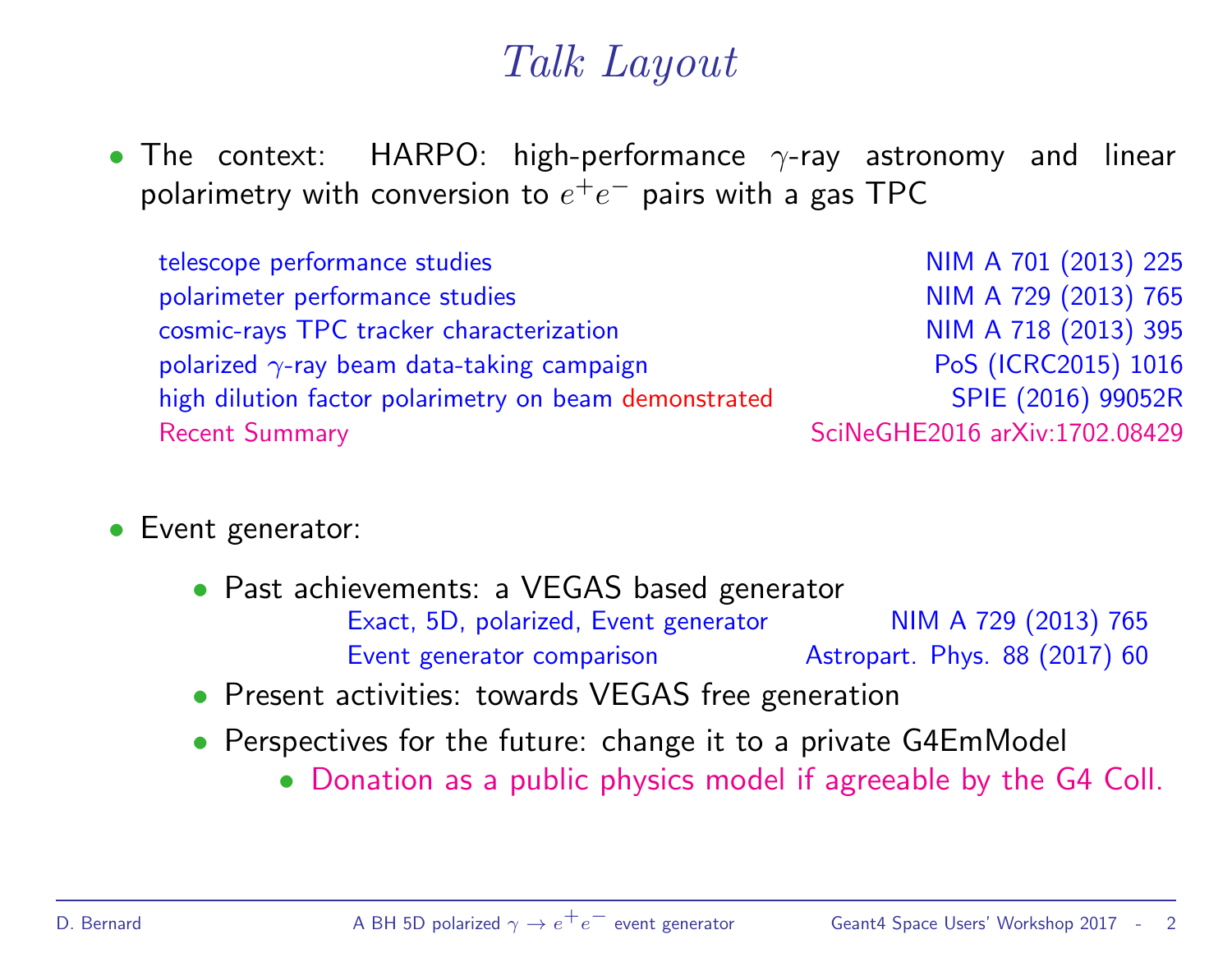# Talk Layout

- The context: HARPO: high-performance $\gamma$-ray astronomy and linear polarimetry with conversion to $e^+e^-$ pairs with a gas TPC

| | |
|---|---|
| telescope performance studies | NIM A 701 (2013) 225 |
| polarimeter performance studies | NIM A 729 (2013) 765 |
| cosmic-rays TPC tracker characterization | NIM A 718 (2013) 395 |
| polarized $\gamma$-ray beam data-taking campaign | PoS (ICRC2015) 1016 |
| high dilution factor polarimetry on beam demonstrated | SPIE (2016) 99052R |
| Recent Summary | SciNeGHE2016 arXiv:1702.08429 |

- Event generator:
  - Past achievements: a VEGAS based generator

    | | |
    |---|---|
    | Exact, 5D, polarized, Event generator | NIM A 729 (2013) 765 |
    | Event generator comparison | Astropart. Phys. 88 (2017) 60 |

  - Present activities: towards VEGAS free generation
  - Perspectives for the future: change it to a private G4EmModel
    - Donation as a public physics model if agreeable by the G4 Coll.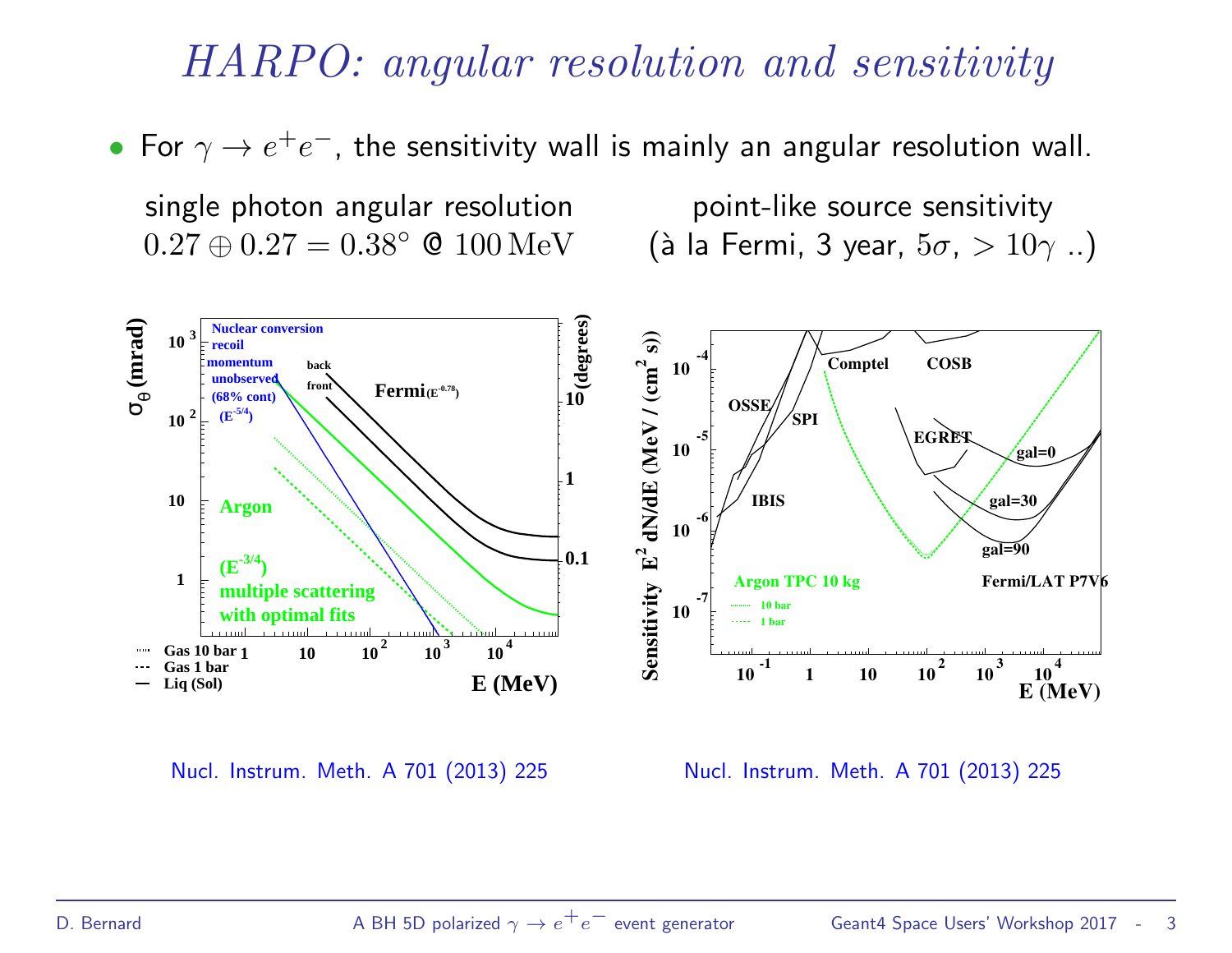# HARPO: angular resolution and sensitivity

- For $\gamma \rightarrow e^+e^-$, the sensitivity wall is mainly an angular resolution wall.

single photon angular resolution
$0.27 \oplus 0.27 = 0.38^\circ$ @ $100\,\mathrm{MeV}$

point-like source sensitivity
(à la Fermi, 3 year, $5\sigma$, $> 10\gamma$ ..)

Nucl. Instrum. Meth. A 701 (2013) 225

Nucl. Instrum. Meth. A 701 (2013) 225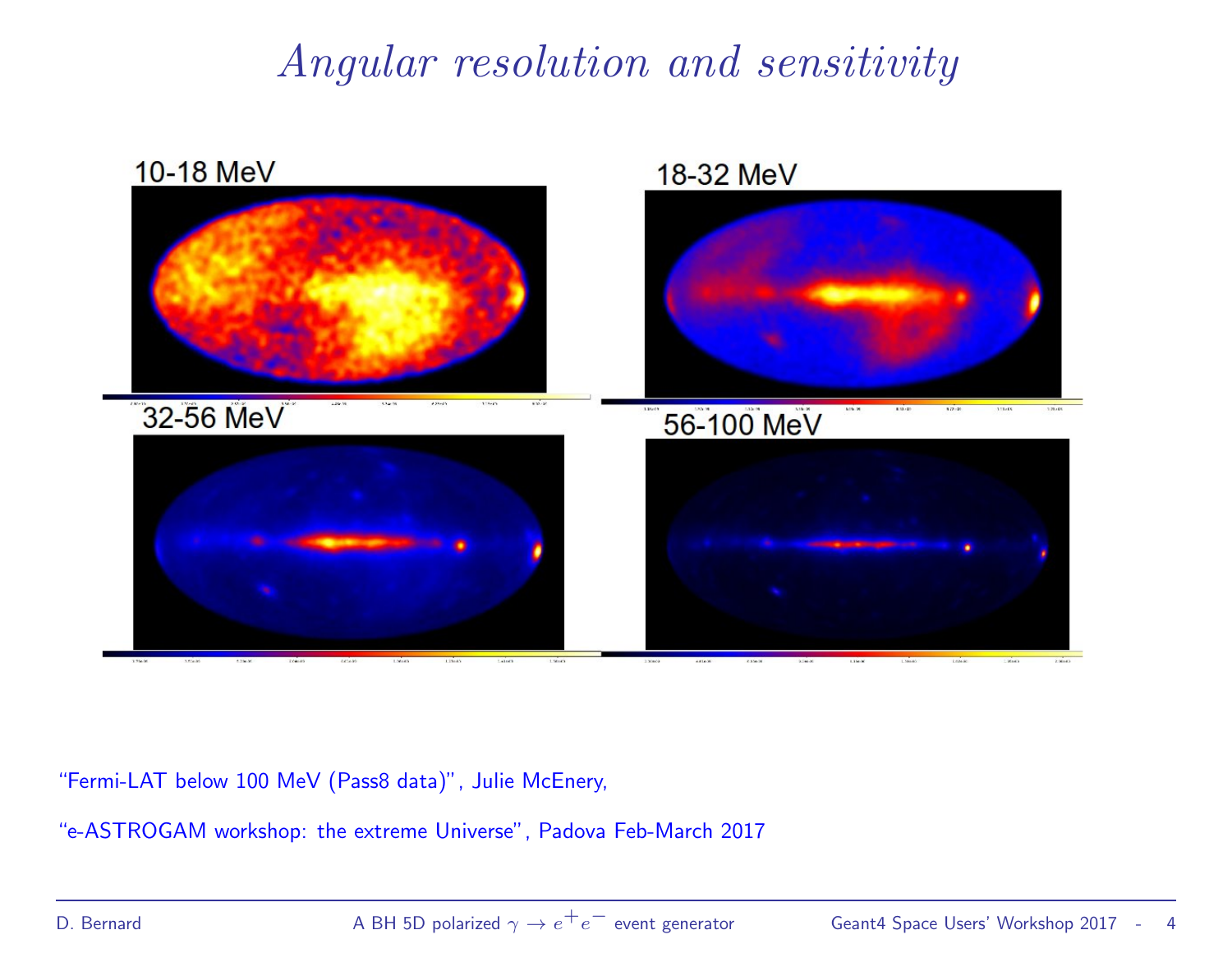# Angular resolution and sensitivity

10-18 MeV

18-32 MeV

32-56 MeV

56-100 MeV

"Fermi-LAT below 100 MeV (Pass8 data)", Julie McEnery,

"e-ASTROGAM workshop: the extreme Universe", Padova Feb-March 2017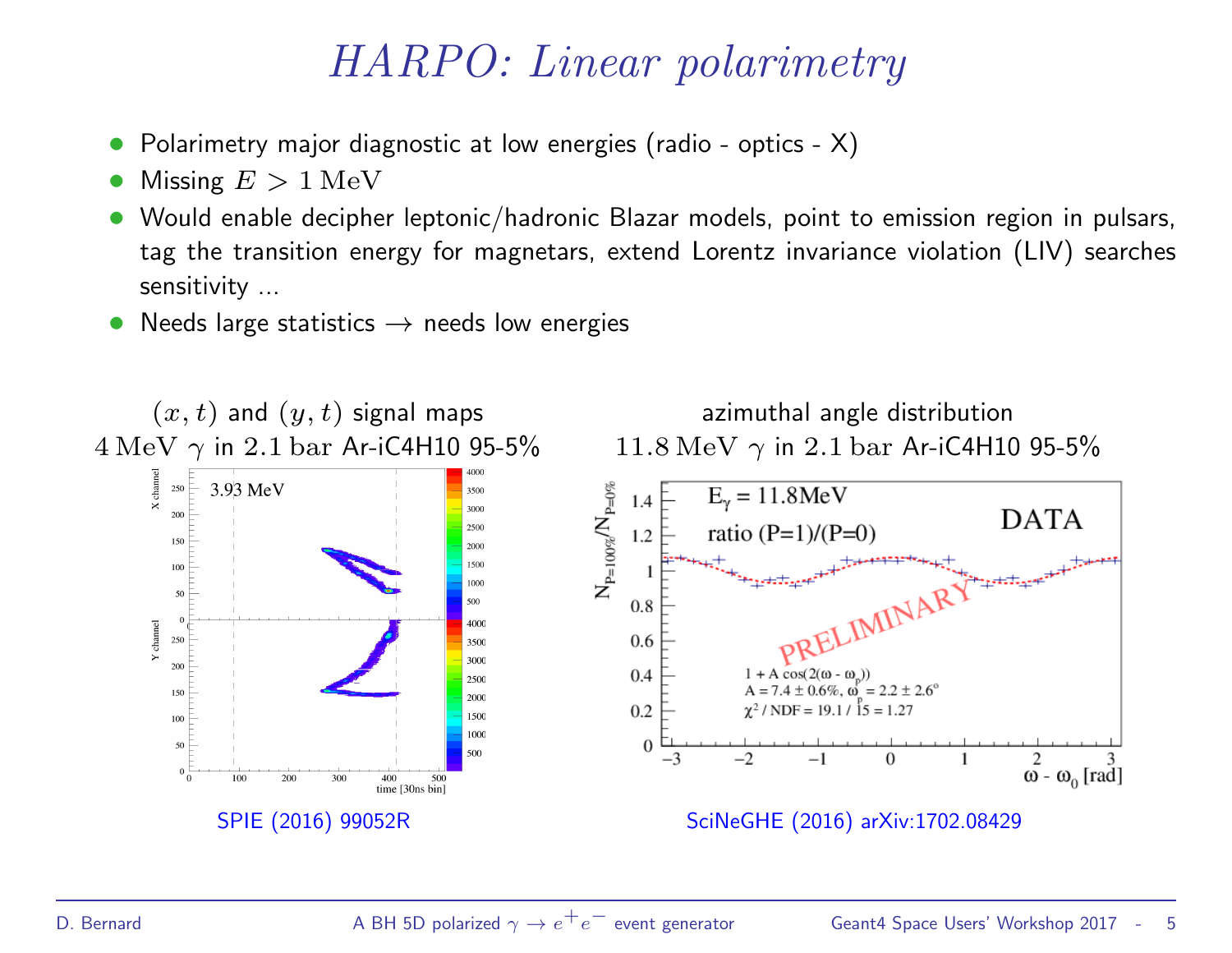# HARPO: Linear polarimetry

- Polarimetry major diagnostic at low energies (radio - optics - X)
- Missing $E > 1\,\mathrm{MeV}$
- Would enable decipher leptonic/hadronic Blazar models, point to emission region in pulsars, tag the transition energy for magnetars, extend Lorentz invariance violation (LIV) searches sensitivity ...
- Needs large statistics $\rightarrow$ needs low energies

$(x, t)$ and $(y, t)$ signal maps
$4\,\mathrm{MeV}\ \gamma$ in $2.1\,\mathrm{bar}$ Ar-iC4H10 95-5%

SPIE (2016) 99052R

azimuthal angle distribution
$11.8\,\mathrm{MeV}\ \gamma$ in $2.1\,\mathrm{bar}$ Ar-iC4H10 95-5%

SciNeGHE (2016) arXiv:1702.08429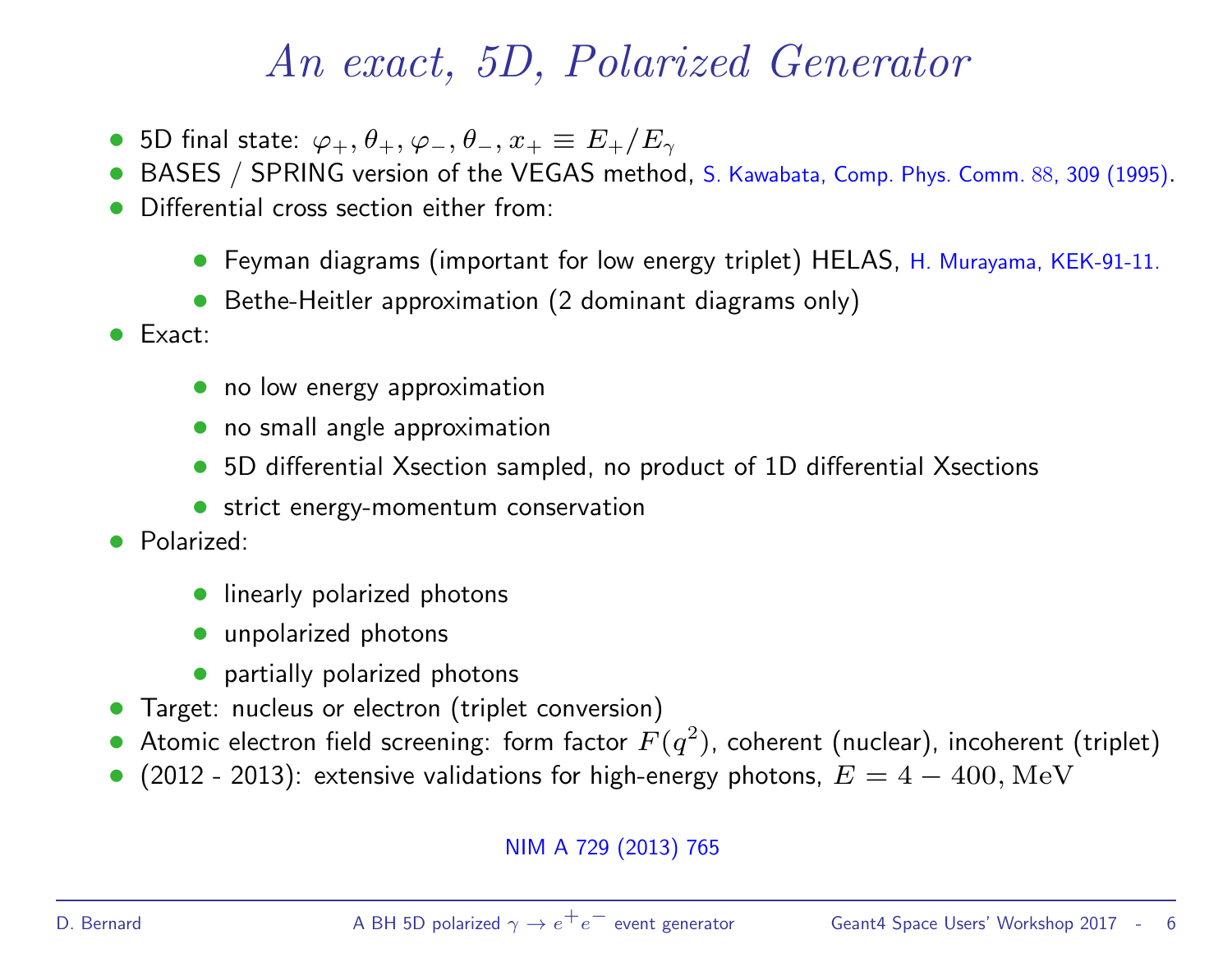# *An exact, 5D, Polarized Generator*

- 5D final state: $\varphi_+, \theta_+, \varphi_-, \theta_-, x_+ \equiv E_+/E_\gamma$
- BASES / SPRING version of the VEGAS method, S. Kawabata, Comp. Phys. Comm. 88, 309 (1995).
- Differential cross section either from:
  - Feyman diagrams (important for low energy triplet) HELAS, H. Murayama, KEK-91-11.
  - Bethe-Heitler approximation (2 dominant diagrams only)
- Exact:
  - no low energy approximation
  - no small angle approximation
  - 5D differential Xsection sampled, no product of 1D differential Xsections
  - strict energy-momentum conservation
- Polarized:
  - linearly polarized photons
  - unpolarized photons
  - partially polarized photons
- Target: nucleus or electron (triplet conversion)
- Atomic electron field screening: form factor $F(q^2)$, coherent (nuclear), incoherent (triplet)
- (2012 - 2013): extensive validations for high-energy photons, $E = 4 - 400, \mathrm{MeV}$

NIM A 729 (2013) 765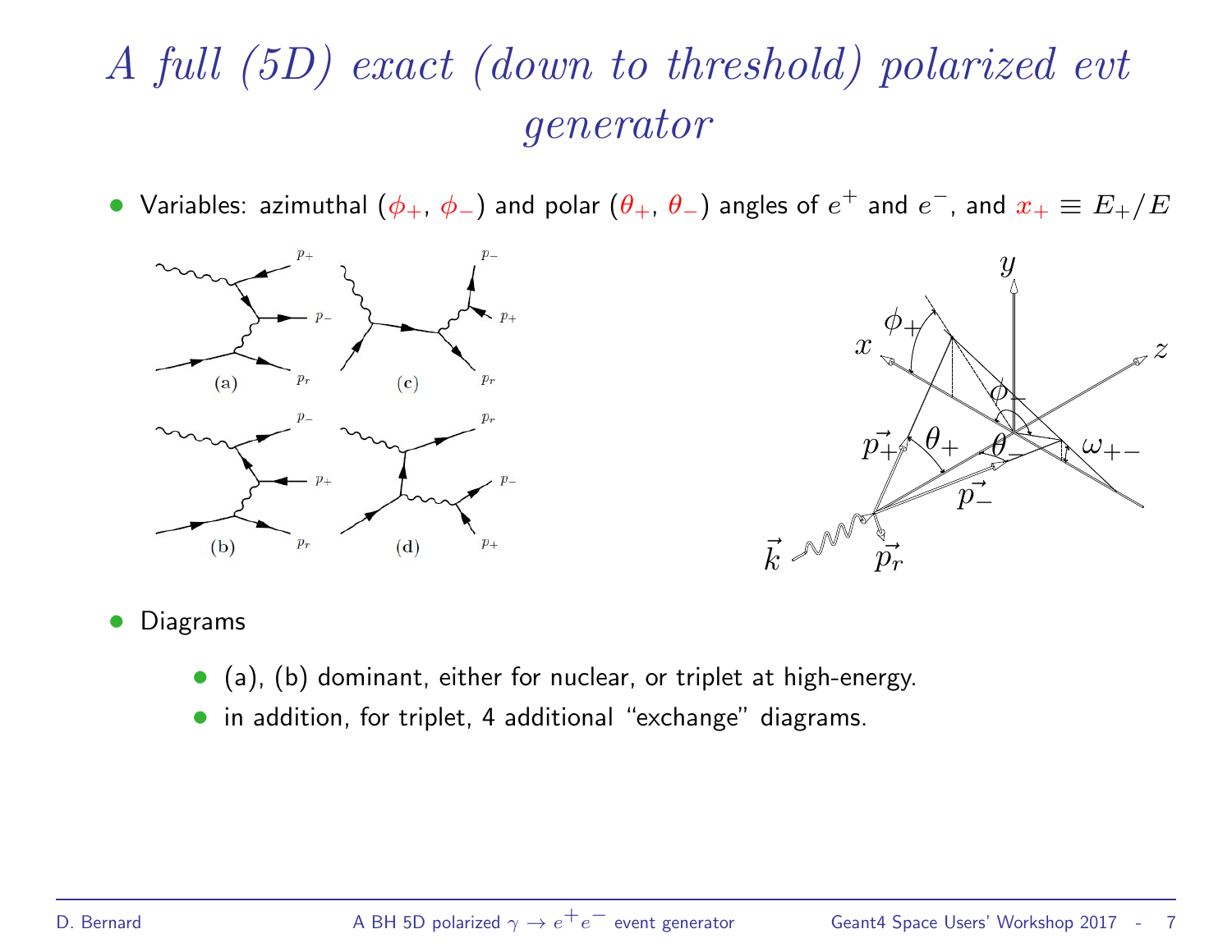# A full (5D) exact (down to threshold) polarized evt generator

- Variables: azimuthal ($\phi_+$, $\phi_-$) and polar ($\theta_+$, $\theta_-$) angles of $e^+$ and $e^-$, and $x_+ \equiv E_+/E$

- Diagrams
  - (a), (b) dominant, either for nuclear, or triplet at high-energy.
  - in addition, for triplet, 4 additional "exchange" diagrams.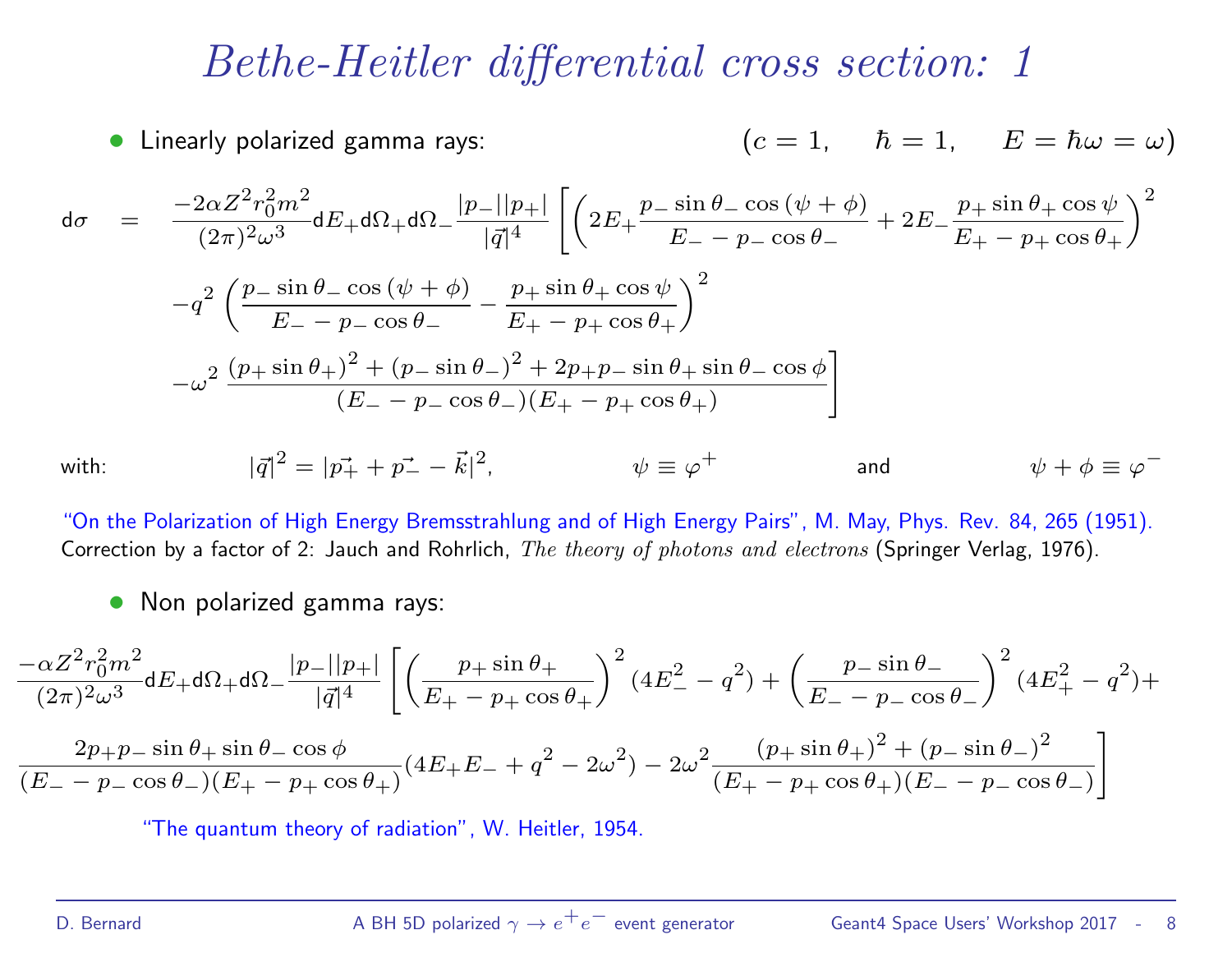# Bethe-Heitler differential cross section: 1

- Linearly polarized gamma rays: $(c = 1, \quad \hbar = 1, \quad E = \hbar\omega = \omega)$

$$
\begin{aligned}
\mathrm{d}\sigma \quad = \quad & \frac{-2\alpha Z^2 r_0^2 m^2}{(2\pi)^2 \omega^3} \mathrm{d}E_+ \mathrm{d}\Omega_+ \mathrm{d}\Omega_- \frac{|p_-||p_+|}{|\vec{q}|^4} \left[ \left( 2E_+ \frac{p_- \sin\theta_- \cos(\psi + \phi)}{E_- - p_- \cos\theta_-} + 2E_- \frac{p_+ \sin\theta_+ \cos\psi}{E_+ - p_+ \cos\theta_+} \right)^2 \right. \\
& -q^2 \left( \frac{p_- \sin\theta_- \cos(\psi + \phi)}{E_- - p_- \cos\theta_-} - \frac{p_+ \sin\theta_+ \cos\psi}{E_+ - p_+ \cos\theta_+} \right)^2 \\
& \left. -\omega^2 \frac{(p_+ \sin\theta_+)^2 + (p_- \sin\theta_-)^2 + 2p_+ p_- \sin\theta_+ \sin\theta_- \cos\phi}{(E_- - p_- \cos\theta_-)(E_+ - p_+ \cos\theta_+)} \right]
\end{aligned}
$$

with: $|\vec{q}|^2 = |\vec{p_+} + \vec{p_-} - \vec{k}|^2$, $\psi \equiv \varphi^+$ and $\psi + \phi \equiv \varphi^-$

"On the Polarization of High Energy Bremsstrahlung and of High Energy Pairs", M. May, Phys. Rev. 84, 265 (1951).
Correction by a factor of 2: Jauch and Rohrlich, *The theory of photons and electrons* (Springer Verlag, 1976).

- Non polarized gamma rays:

$$
\begin{aligned}
& \frac{-\alpha Z^2 r_0^2 m^2}{(2\pi)^2 \omega^3} \mathrm{d}E_+ \mathrm{d}\Omega_+ \mathrm{d}\Omega_- \frac{|p_-||p_+|}{|\vec{q}|^4} \left[ \left( \frac{p_+ \sin\theta_+}{E_+ - p_+ \cos\theta_+} \right)^2 (4E_-^2 - q^2) + \left( \frac{p_- \sin\theta_-}{E_- - p_- \cos\theta_-} \right)^2 (4E_+^2 - q^2) + \right. \\
& \left. \frac{2p_+ p_- \sin\theta_+ \sin\theta_- \cos\phi}{(E_- - p_- \cos\theta_-)(E_+ - p_+ \cos\theta_+)} (4E_+ E_- + q^2 - 2\omega^2) - 2\omega^2 \frac{(p_+ \sin\theta_+)^2 + (p_- \sin\theta_-)^2}{(E_+ - p_+ \cos\theta_+)(E_- - p_- \cos\theta_-)} \right]
\end{aligned}
$$

"The quantum theory of radiation", W. Heitler, 1954.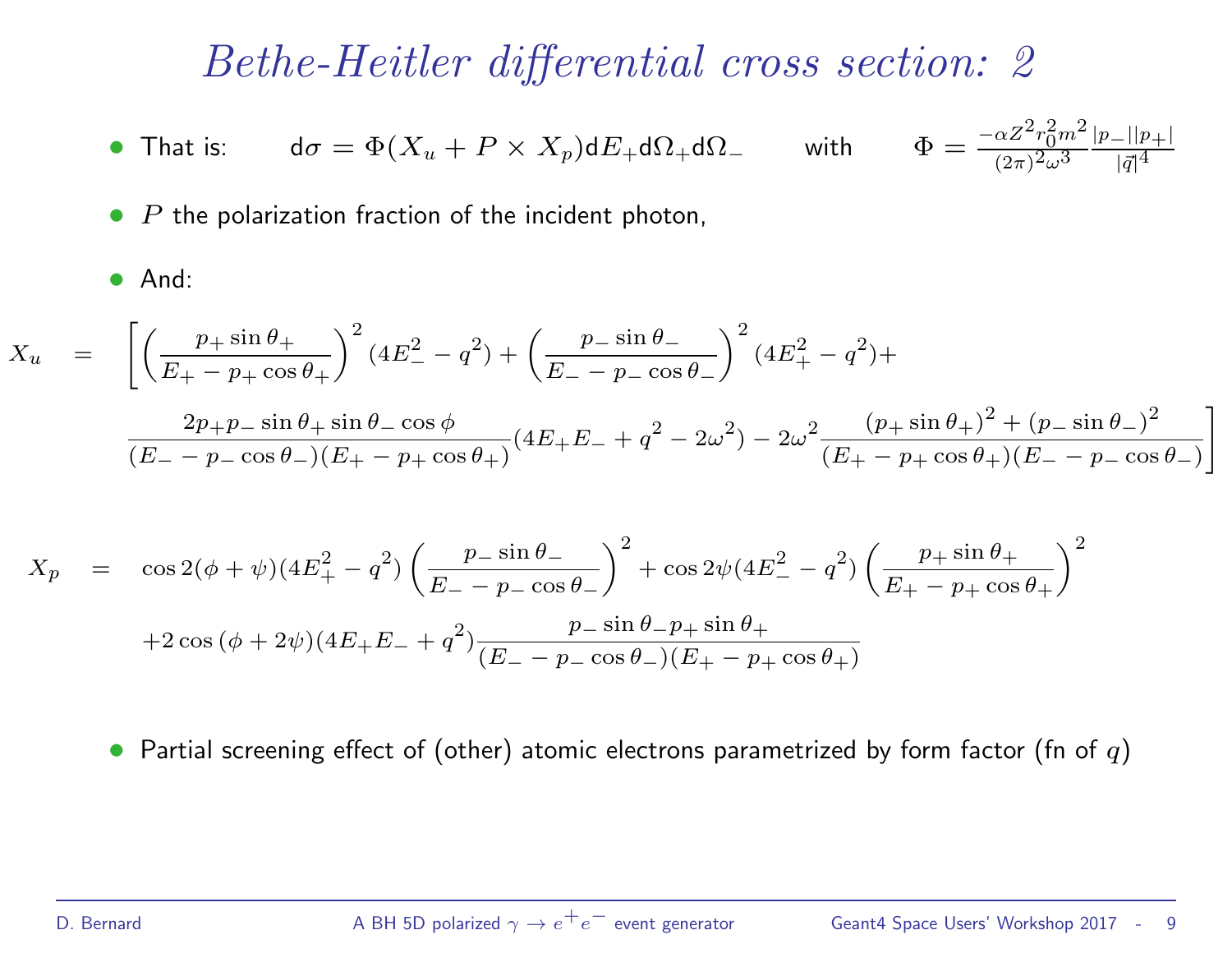# Bethe-Heitler differential cross section: 2

- That is: $\mathrm{d}\sigma = \Phi(X_u + P \times X_p)\mathrm{d}E_+\mathrm{d}\Omega_+\mathrm{d}\Omega_-$ with $\Phi = \frac{-\alpha Z^2 r_0^2 m^2}{(2\pi)^2 \omega^3}\frac{|p_-||p_+|}{|\vec{q}|^4}$
- $P$ the polarization fraction of the incident photon,
- And:

$$
\begin{aligned}
X_u = & \left[\left(\frac{p_+ \sin\theta_+}{E_+ - p_+ \cos\theta_+}\right)^2 (4E_-^2 - q^2) + \left(\frac{p_- \sin\theta_-}{E_- - p_- \cos\theta_-}\right)^2 (4E_+^2 - q^2) + \right. \\
& \left. \frac{2p_+ p_- \sin\theta_+ \sin\theta_- \cos\phi}{(E_- - p_- \cos\theta_-)(E_+ - p_+ \cos\theta_+)}(4E_+E_- + q^2 - 2\omega^2) - 2\omega^2 \frac{(p_+ \sin\theta_+)^2 + (p_- \sin\theta_-)^2}{(E_+ - p_+ \cos\theta_+)(E_- - p_- \cos\theta_-)}\right]
\end{aligned}
$$

$$
\begin{aligned}
X_p = & \cos 2(\phi + \psi)(4E_+^2 - q^2)\left(\frac{p_- \sin\theta_-}{E_- - p_- \cos\theta_-}\right)^2 + \cos 2\psi (4E_-^2 - q^2)\left(\frac{p_+ \sin\theta_+}{E_+ - p_+ \cos\theta_+}\right)^2 \\
& + 2\cos(\phi + 2\psi)(4E_+E_- + q^2)\frac{p_- \sin\theta_- p_+ \sin\theta_+}{(E_- - p_- \cos\theta_-)(E_+ - p_+ \cos\theta_+)}
\end{aligned}
$$

- Partial screening effect of (other) atomic electrons parametrized by form factor (fn of $q$)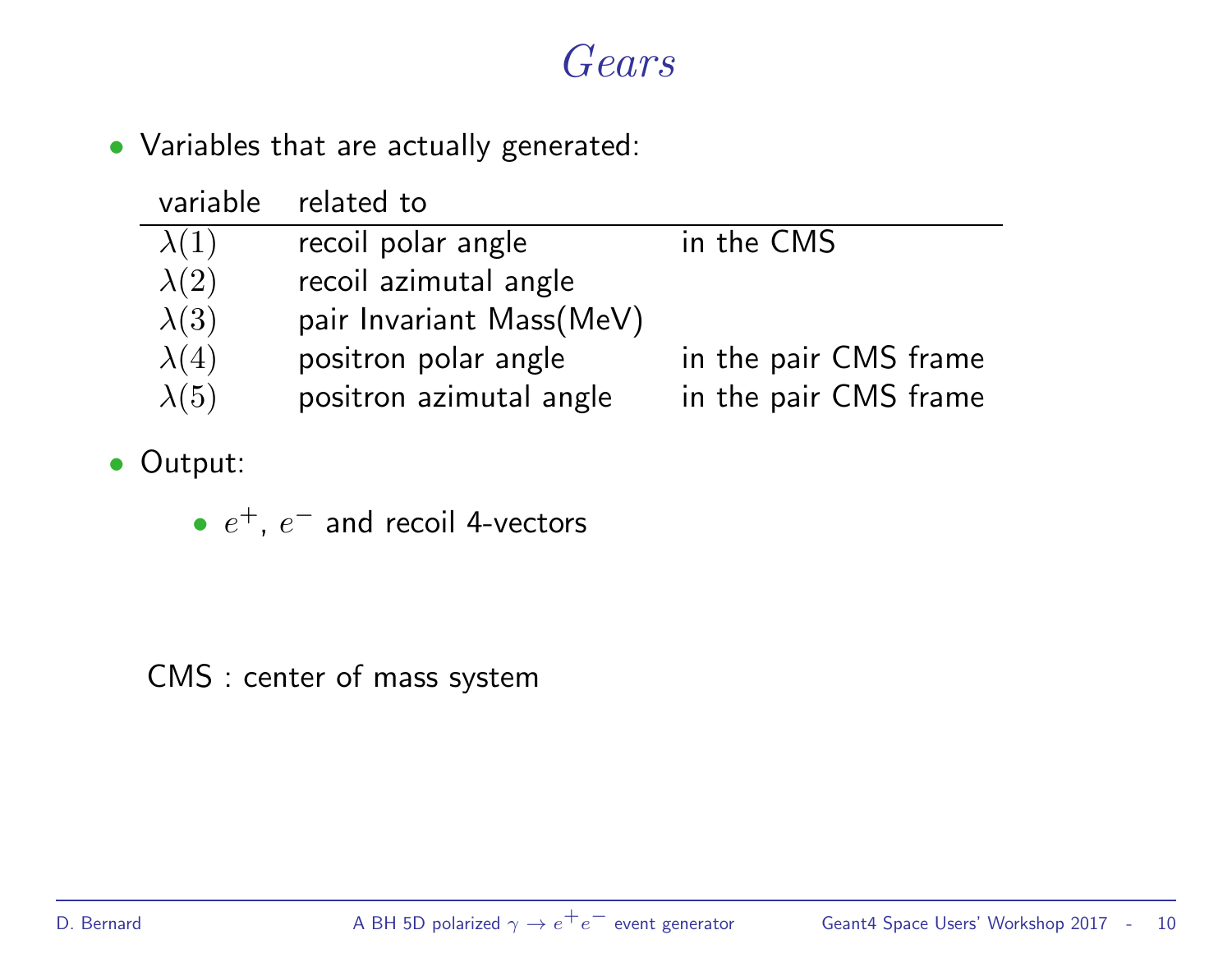# *Gears*

- Variables that are actually generated:

| variable | related to | |
|---|---|---|
| $\lambda(1)$ | recoil polar angle | in the CMS |
| $\lambda(2)$ | recoil azimutal angle | |
| $\lambda(3)$ | pair Invariant Mass(MeV) | |
| $\lambda(4)$ | positron polar angle | in the pair CMS frame |
| $\lambda(5)$ | positron azimutal angle | in the pair CMS frame |

- Output:
  - $e^+$, $e^-$ and recoil 4-vectors

CMS : center of mass system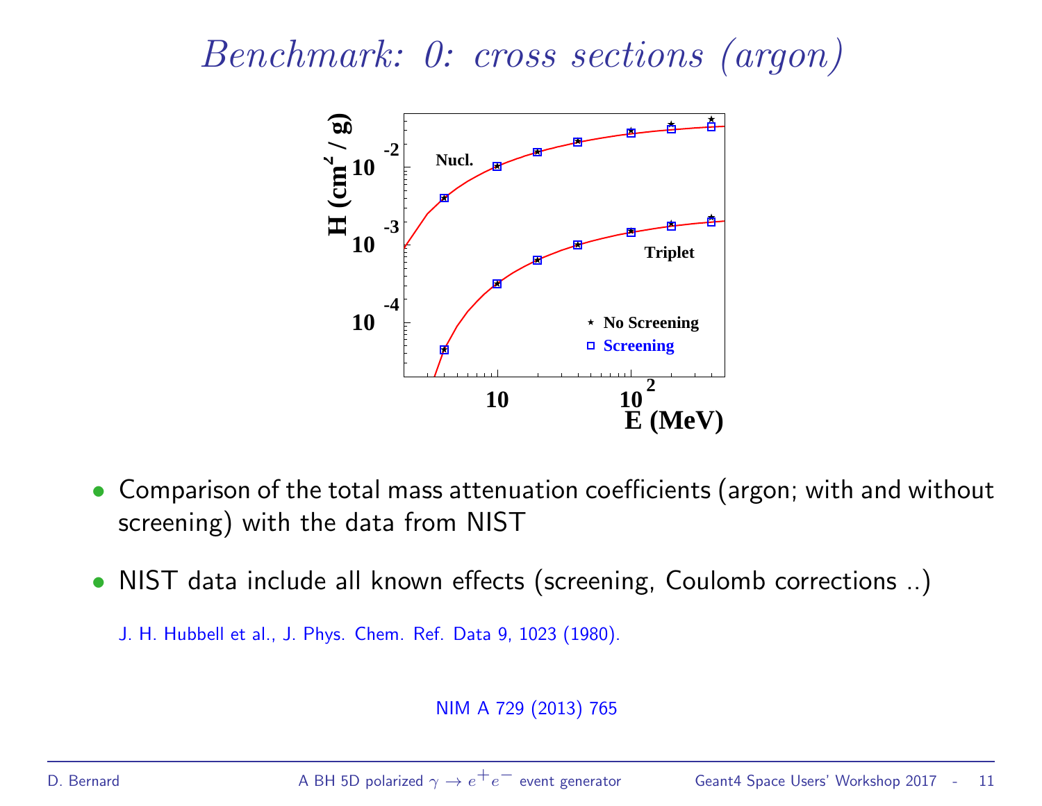# *Benchmark: 0: cross sections (argon)*

- Comparison of the total mass attenuation coefficients (argon; with and without screening) with the data from NIST
- NIST data include all known effects (screening, Coulomb corrections ..)

  J. H. Hubbell et al., J. Phys. Chem. Ref. Data 9, 1023 (1980).

NIM A 729 (2013) 765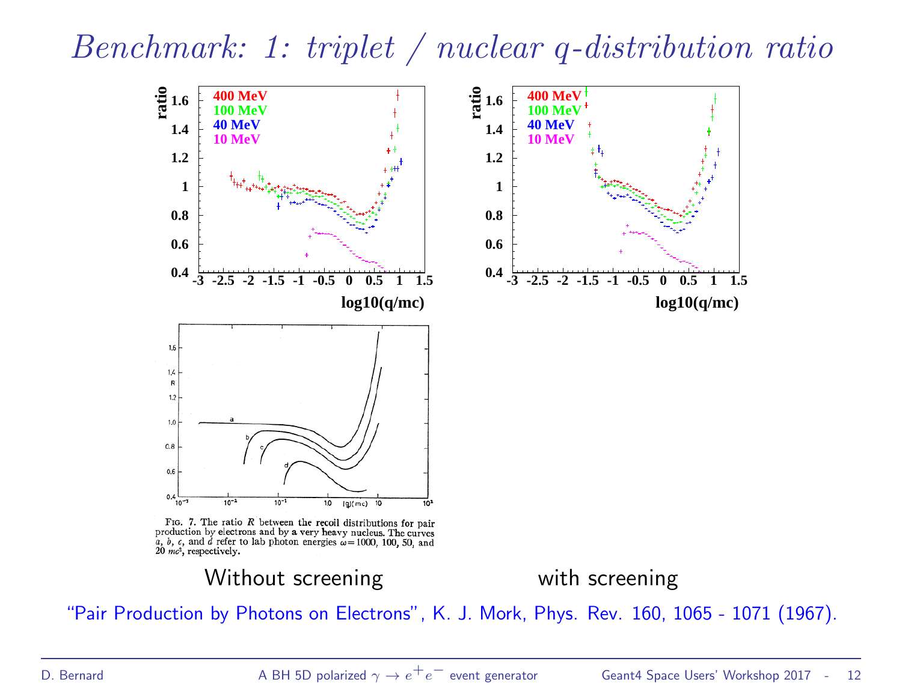# Benchmark: 1: triplet / nuclear q-distribution ratio

FIG. 7. The ratio $R$ between the recoil distributions for pair production by electrons and by a very heavy nucleus. The curves $a$, $b$, $c$, and $d$ refer to lab photon energies $\omega = 1000$, 100, 50, and 20 $mc^2$, respectively.

Without screening | with screening

"Pair Production by Photons on Electrons", K. J. Mork, Phys. Rev. 160, 1065 - 1071 (1967).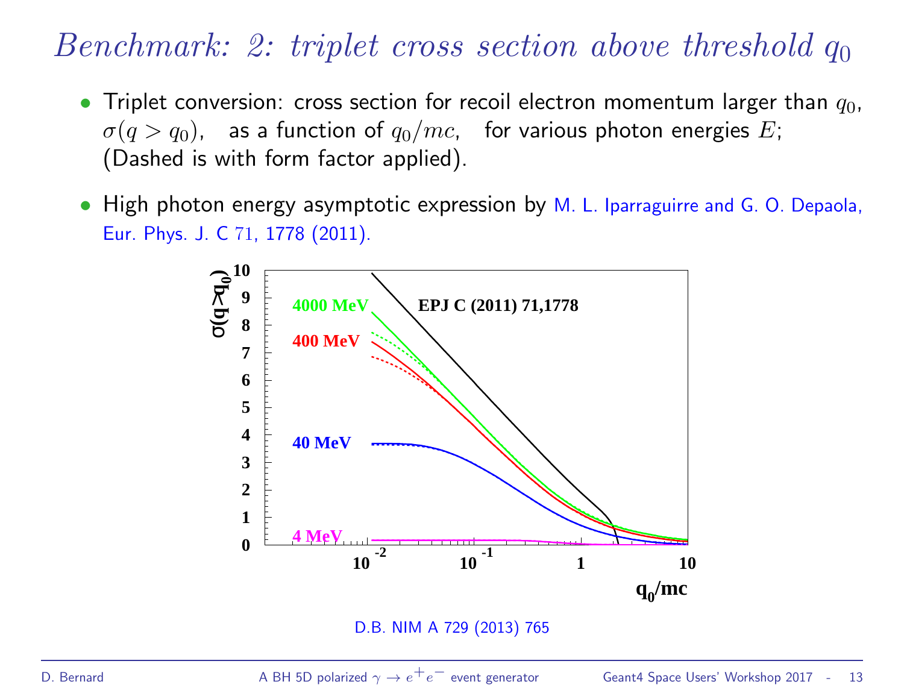# *Benchmark: 2: triplet cross section above threshold $q_0$*

- Triplet conversion: cross section for recoil electron momentum larger than $q_0$, $\sigma(q > q_0)$, as a function of $q_0/mc$, for various photon energies $E$; (Dashed is with form factor applied).

- High photon energy asymptotic expression by M. L. Iparraguirre and G. O. Depaola, Eur. Phys. J. C 71, 1778 (2011).

D.B. NIM A 729 (2013) 765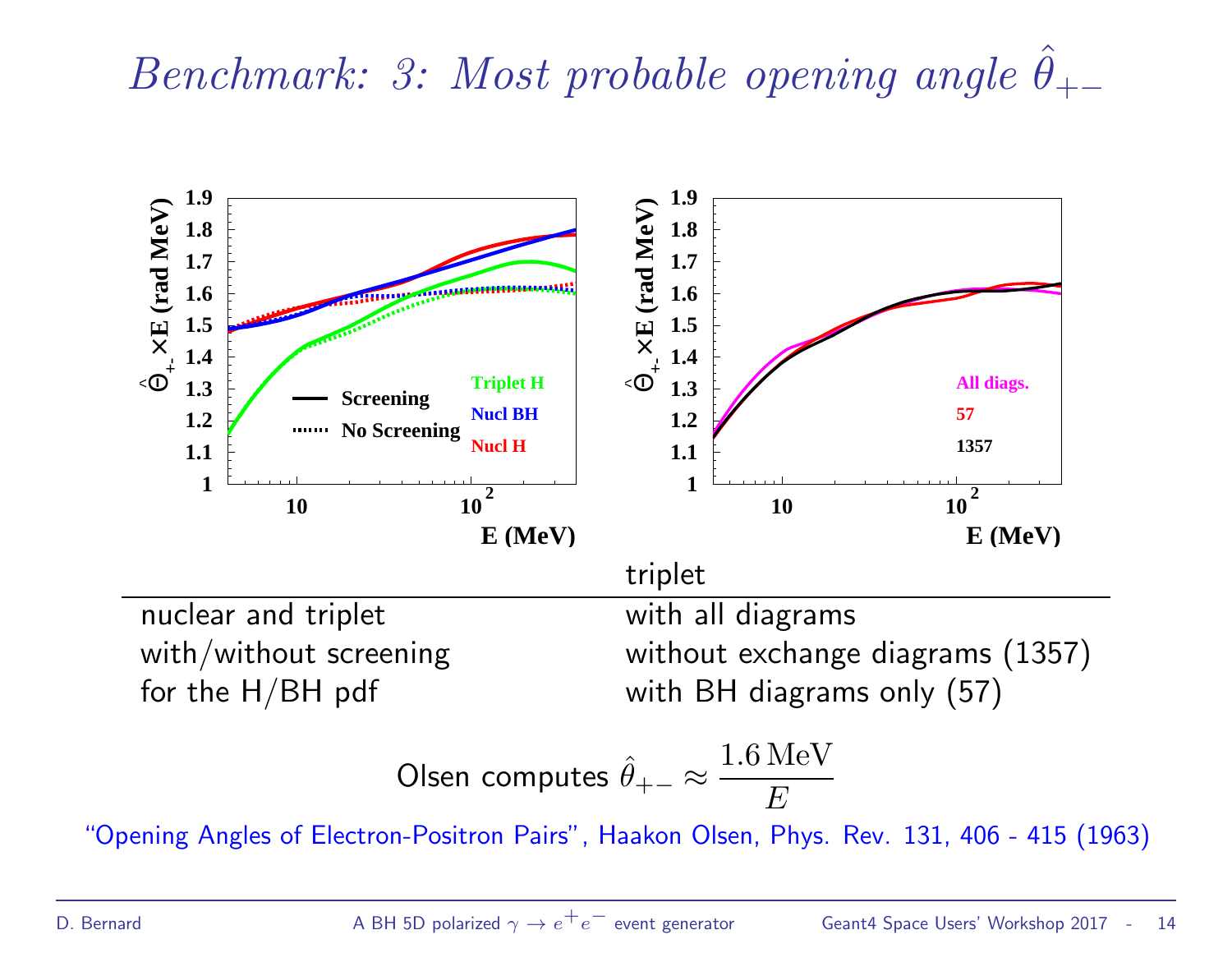# *Benchmark: 3: Most probable opening angle $\hat{\theta}_{+-}$*

| | triplet |
|---|---|
| nuclear and triplet | with all diagrams |
| with/without screening | without exchange diagrams (1357) |
| for the H/BH pdf | with BH diagrams only (57) |

Olsen computes $\hat{\theta}_{+-} \approx \dfrac{1.6\,\mathrm{MeV}}{E}$

"Opening Angles of Electron-Positron Pairs", Haakon Olsen, Phys. Rev. 131, 406 - 415 (1963)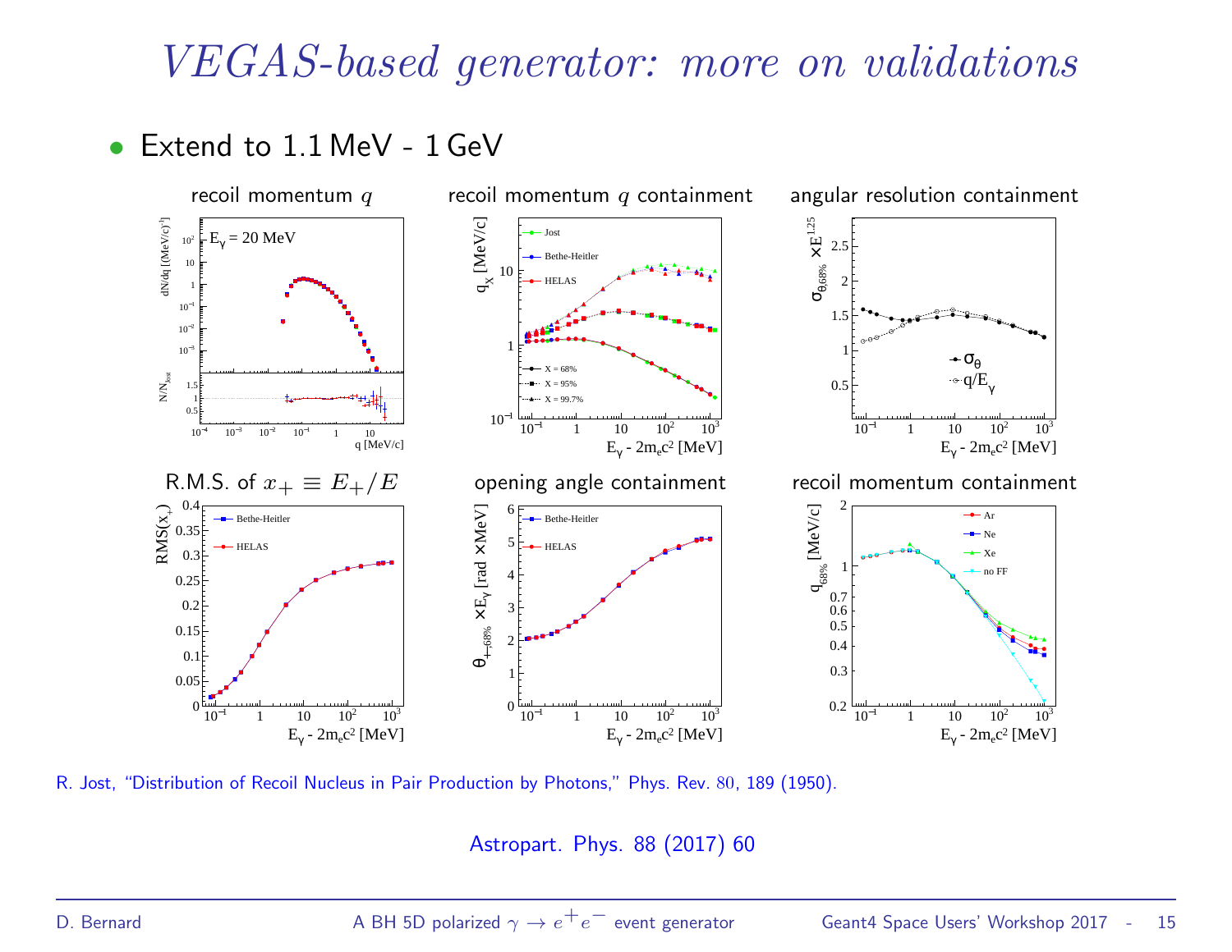# *VEGAS-based generator: more on validations*

- Extend to 1.1 MeV - 1 GeV

recoil momentum $q$

recoil momentum $q$ containment

angular resolution containment

R.M.S. of $x_+ \equiv E_+/E$

opening angle containment

recoil momentum containment

R. Jost, "Distribution of Recoil Nucleus in Pair Production by Photons," Phys. Rev. 80, 189 (1950).

Astropart. Phys. 88 (2017) 60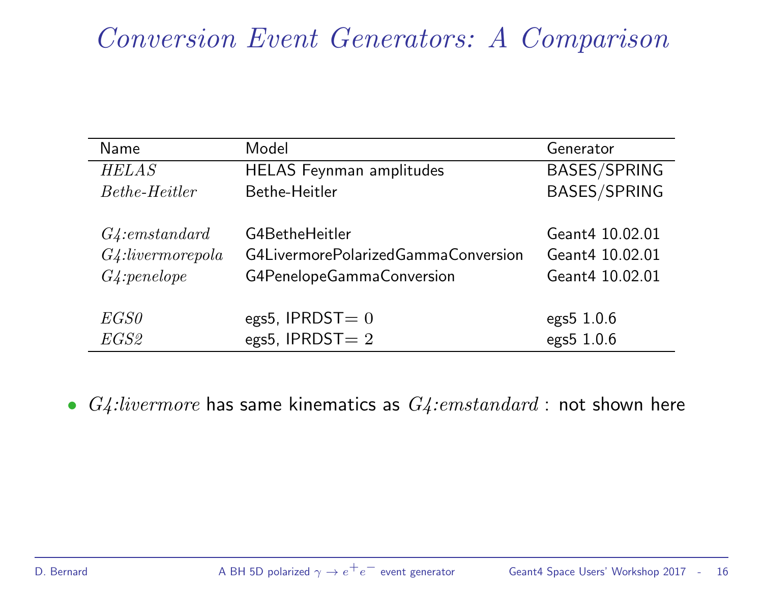# *Conversion Event Generators: A Comparison*

| Name | Model | Generator |
|---|---|---|
| *HELAS* | HELAS Feynman amplitudes | BASES/SPRING |
| *Bethe-Heitler* | Bethe-Heitler | BASES/SPRING |
| | | |
| *G4:emstandard* | G4BetheHeitler | Geant4 10.02.01 |
| *G4:livermorepola* | G4LivermorePolarizedGammaConversion | Geant4 10.02.01 |
| *G4:penelope* | G4PenelopeGammaConversion | Geant4 10.02.01 |
| | | |
| *EGS0* | egs5, IPRDST$=0$ | egs5 1.0.6 |
| *EGS2* | egs5, IPRDST$=2$ | egs5 1.0.6 |

- *G4:livermore* has same kinematics as *G4:emstandard* : not shown here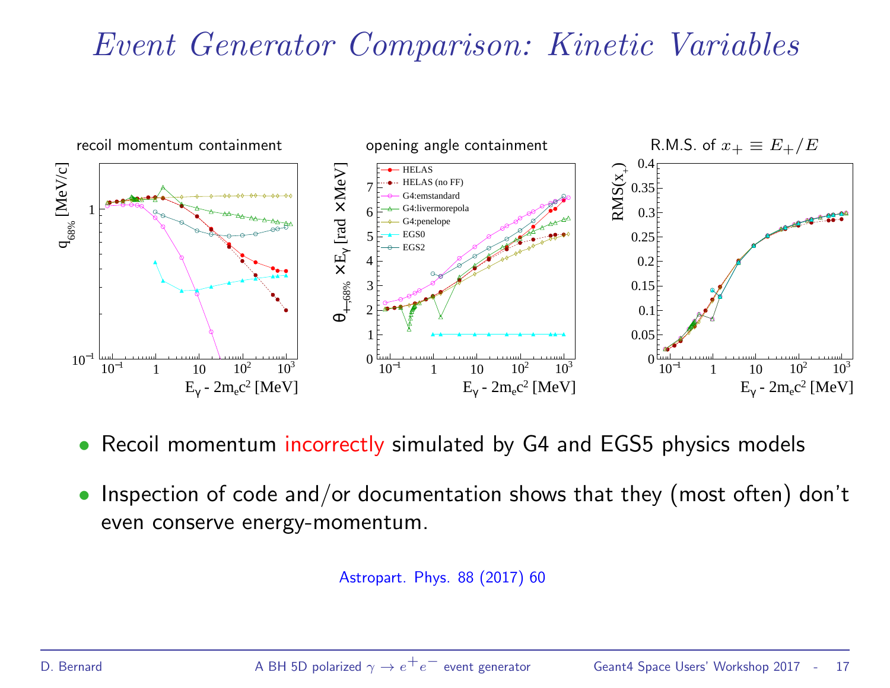# *Event Generator Comparison: Kinetic Variables*

recoil momentum containment

opening angle containment

R.M.S. of $x_+ \equiv E_+/E$

- Recoil momentum incorrectly simulated by G4 and EGS5 physics models
- Inspection of code and/or documentation shows that they (most often) don't even conserve energy-momentum.

Astropart. Phys. 88 (2017) 60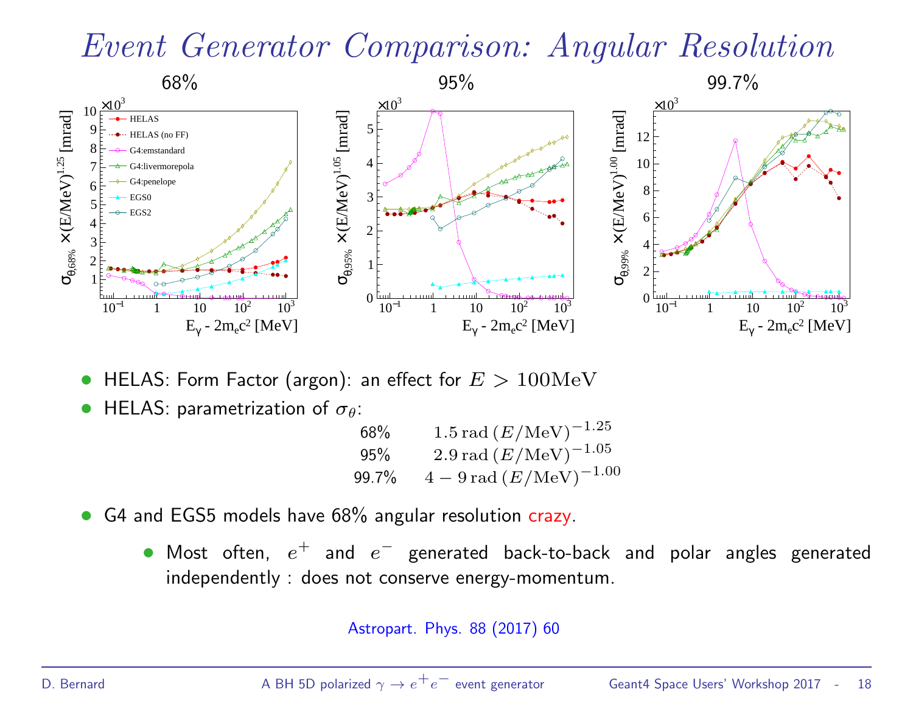# Event Generator Comparison: Angular Resolution

68% | 95% | 99.7%

- HELAS: Form Factor (argon): an effect for $E > 100\mathrm{MeV}$
- HELAS: parametrization of $\sigma_\theta$:

| | |
|---|---|
| 68% | $1.5\,\mathrm{rad}\,(E/\mathrm{MeV})^{-1.25}$ |
| 95% | $2.9\,\mathrm{rad}\,(E/\mathrm{MeV})^{-1.05}$ |
| 99.7% | $4-9\,\mathrm{rad}\,(E/\mathrm{MeV})^{-1.00}$ |

- G4 and EGS5 models have 68% angular resolution crazy.
  - Most often, $e^+$ and $e^-$ generated back-to-back and polar angles generated independently : does not conserve energy-momentum.

Astropart. Phys. 88 (2017) 60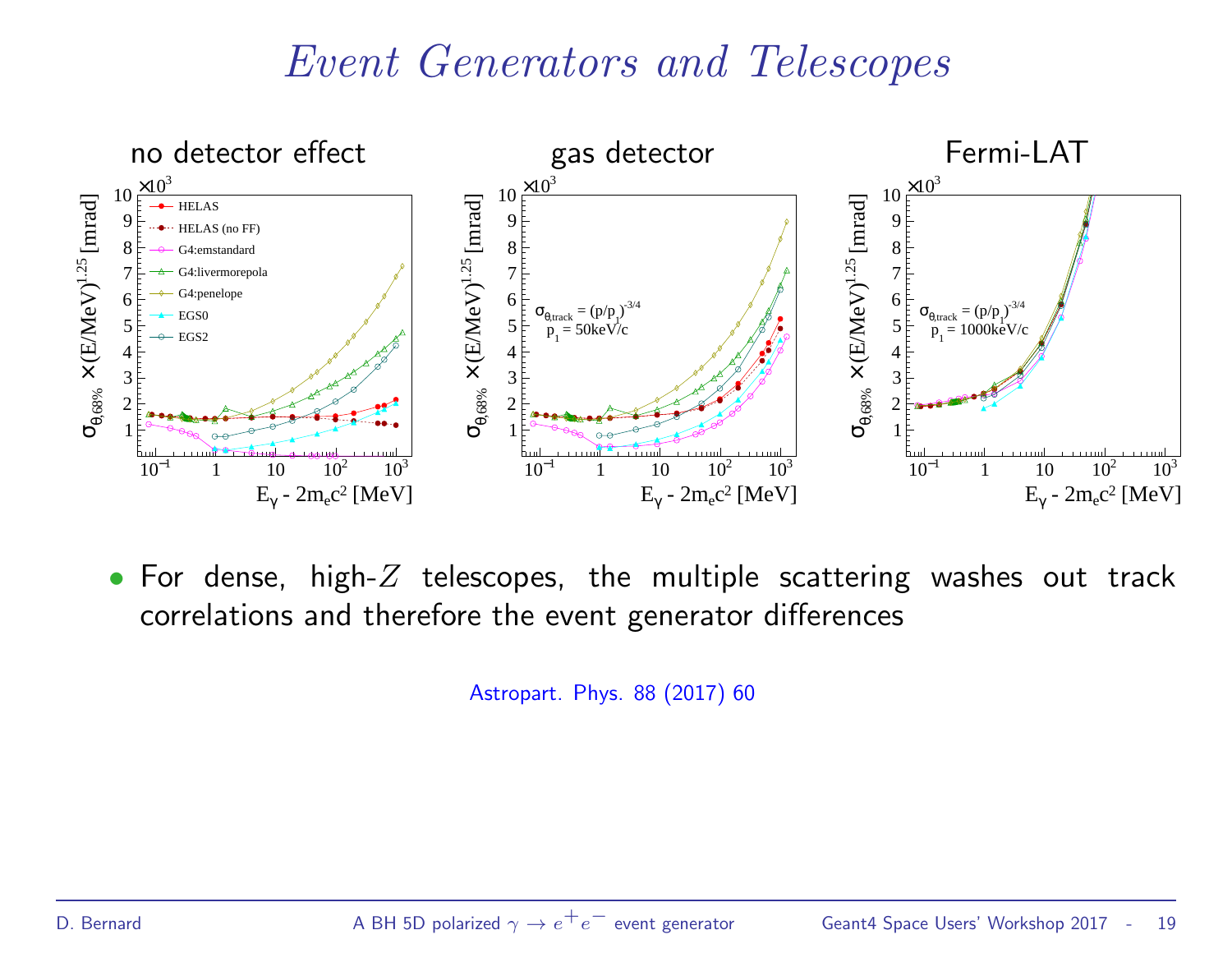# *Event Generators and Telescopes*

- For dense, high-$Z$ telescopes, the multiple scattering washes out track correlations and therefore the event generator differences

Astropart. Phys. 88 (2017) 60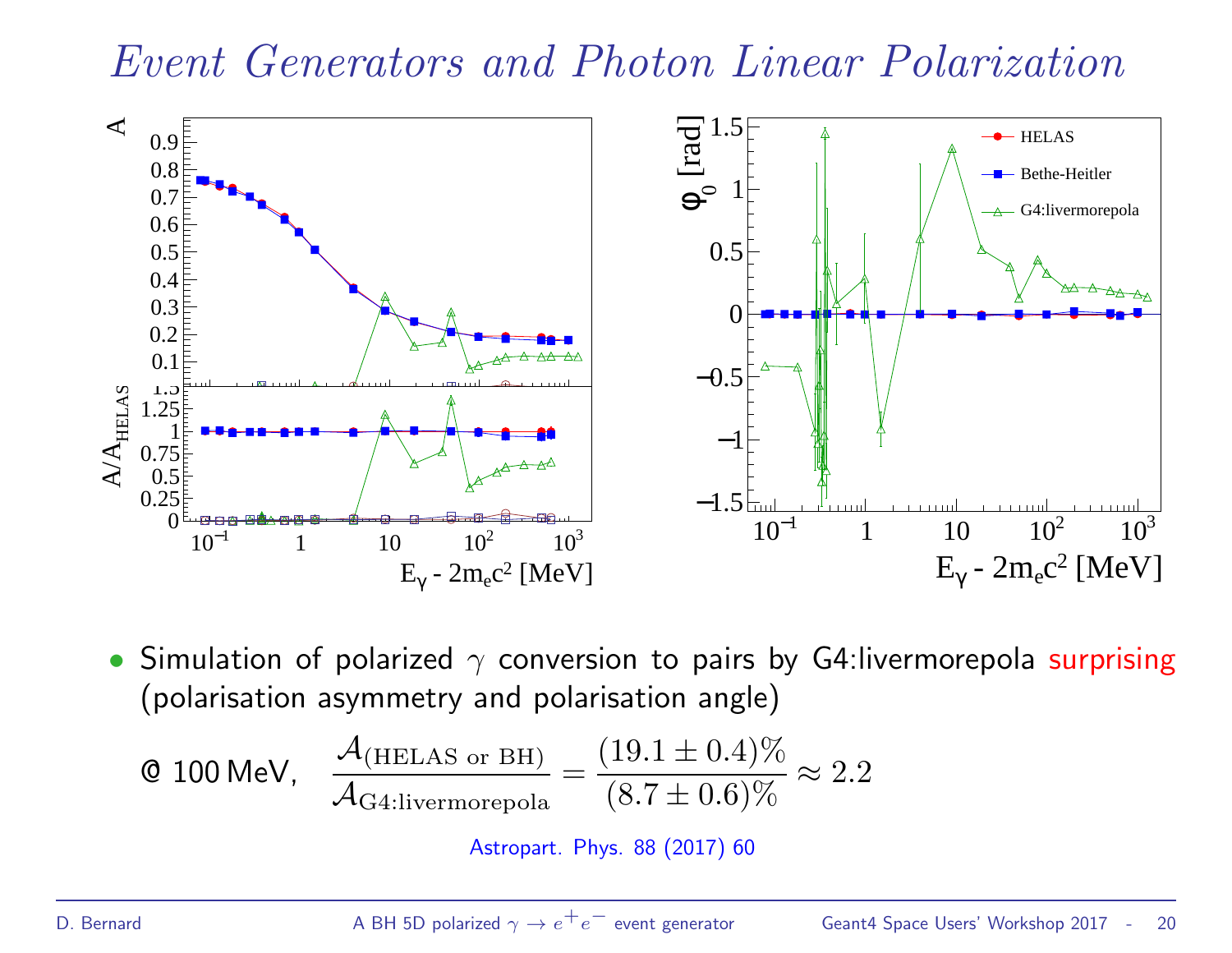# Event Generators and Photon Linear Polarization

- Simulation of polarized $\gamma$ conversion to pairs by G4:livermorepola surprising (polarisation asymmetry and polarisation angle)

@ 100 MeV, $\dfrac{\mathcal{A}_{\text{(HELAS or BH)}}}{\mathcal{A}_{\text{G4:livermorepola}}} = \dfrac{(19.1 \pm 0.4)\%}{(8.7 \pm 0.6)\%} \approx 2.2$

Astropart. Phys. 88 (2017) 60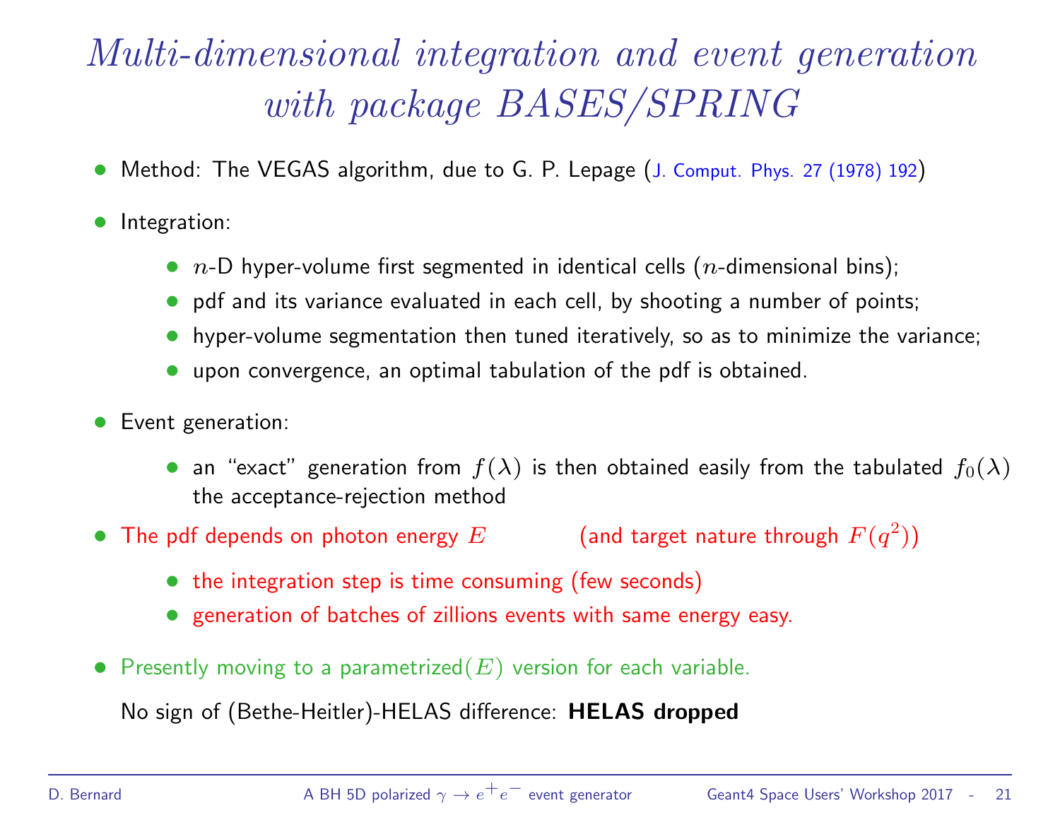# *Multi-dimensional integration and event generation with package BASES/SPRING*

- Method: The VEGAS algorithm, due to G. P. Lepage (J. Comput. Phys. 27 (1978) 192)
- Integration:
  - $n$-D hyper-volume first segmented in identical cells ($n$-dimensional bins);
  - pdf and its variance evaluated in each cell, by shooting a number of points;
  - hyper-volume segmentation then tuned iteratively, so as to minimize the variance;
  - upon convergence, an optimal tabulation of the pdf is obtained.
- Event generation:
  - an "exact" generation from $f(\lambda)$ is then obtained easily from the tabulated $f_0(\lambda)$ the acceptance-rejection method
- The pdf depends on photon energy $E$ (and target nature through $F(q^2)$)
  - the integration step is time consuming (few seconds)
  - generation of batches of zillions events with same energy easy.
- Presently moving to a parametrized($E$) version for each variable.

No sign of (Bethe-Heitler)-HELAS difference: **HELAS dropped**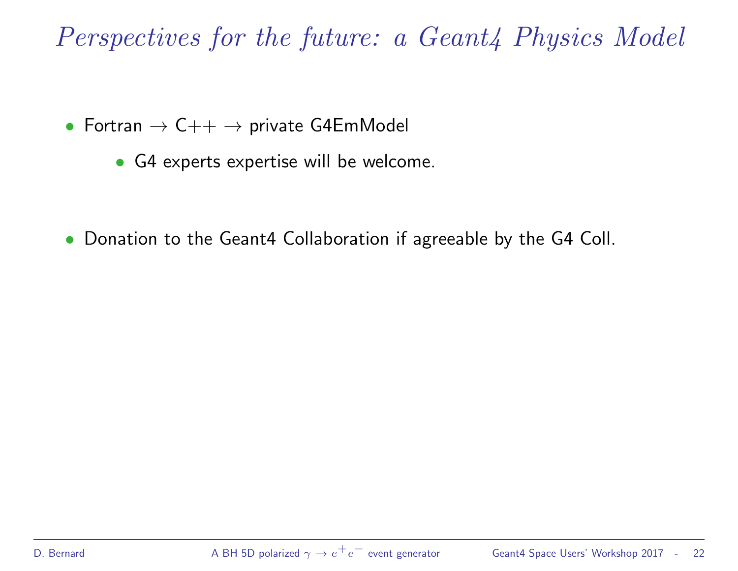# Perspectives for the future: a Geant4 Physics Model

- Fortran $\rightarrow$ C++ $\rightarrow$ private G4EmModel
  - G4 experts expertise will be welcome.

- Donation to the Geant4 Collaboration if agreeable by the G4 Coll.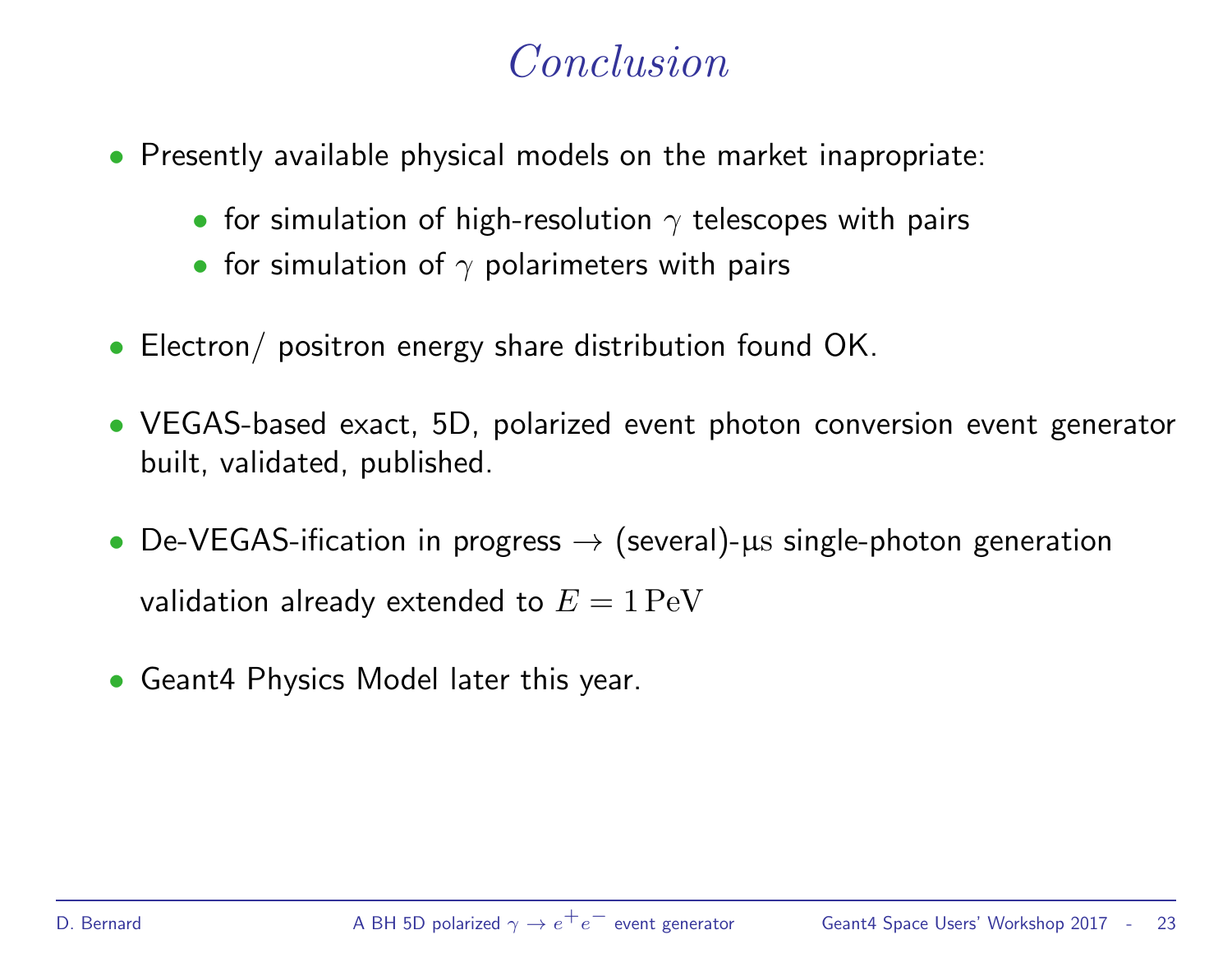# *Conclusion*

- Presently available physical models on the market inapropriate:
  - for simulation of high-resolution $\gamma$ telescopes with pairs
  - for simulation of $\gamma$ polarimeters with pairs
- Electron/ positron energy share distribution found OK.
- VEGAS-based exact, 5D, polarized event photon conversion event generator built, validated, published.
- De-VEGAS-ification in progress $\rightarrow$ (several)-$\mu\mathrm{s}$ single-photon generation

  validation already extended to $E = 1\,\mathrm{PeV}$
- Geant4 Physics Model later this year.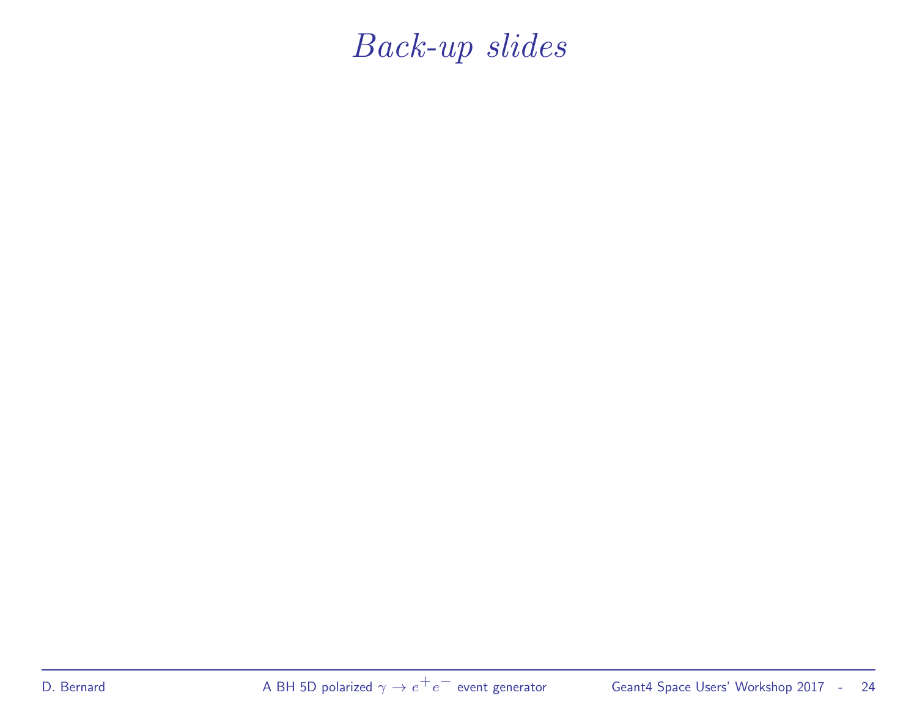# *Back-up slides*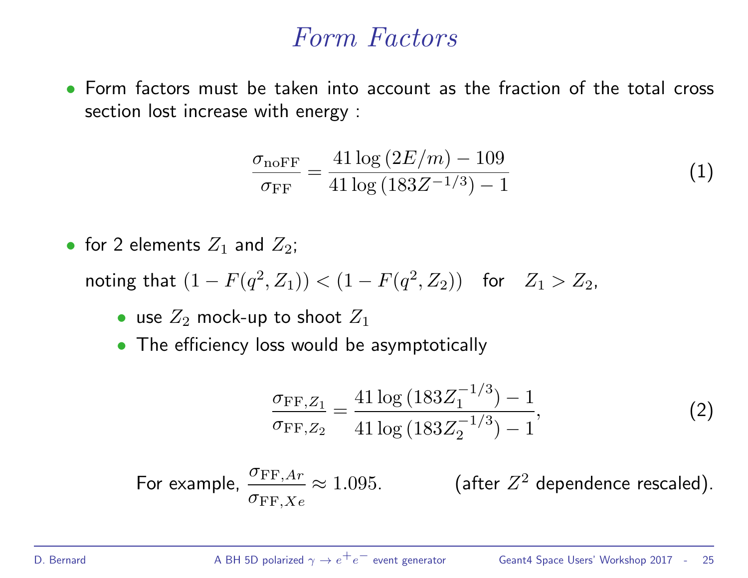# Form Factors

- Form factors must be taken into account as the fraction of the total cross section lost increase with energy :

$$\frac{\sigma_{\rm noFF}}{\sigma_{\rm FF}} = \frac{41 \log(2E/m) - 109}{41 \log(183 Z^{-1/3}) - 1} \tag{1}$$

- for 2 elements $Z_1$ and $Z_2$;

  noting that $(1 - F(q^2, Z_1)) < (1 - F(q^2, Z_2))$ for $Z_1 > Z_2$,

  - use $Z_2$ mock-up to shoot $Z_1$
  - The efficiency loss would be asymptotically

$$\frac{\sigma_{{\rm FF},Z_1}}{\sigma_{{\rm FF},Z_2}} = \frac{41 \log(183 Z_1^{-1/3}) - 1}{41 \log(183 Z_2^{-1/3}) - 1}, \tag{2}$$

For example, $\dfrac{\sigma_{{\rm FF},Ar}}{\sigma_{{\rm FF},Xe}} \approx 1.095$. (after $Z^2$ dependence rescaled).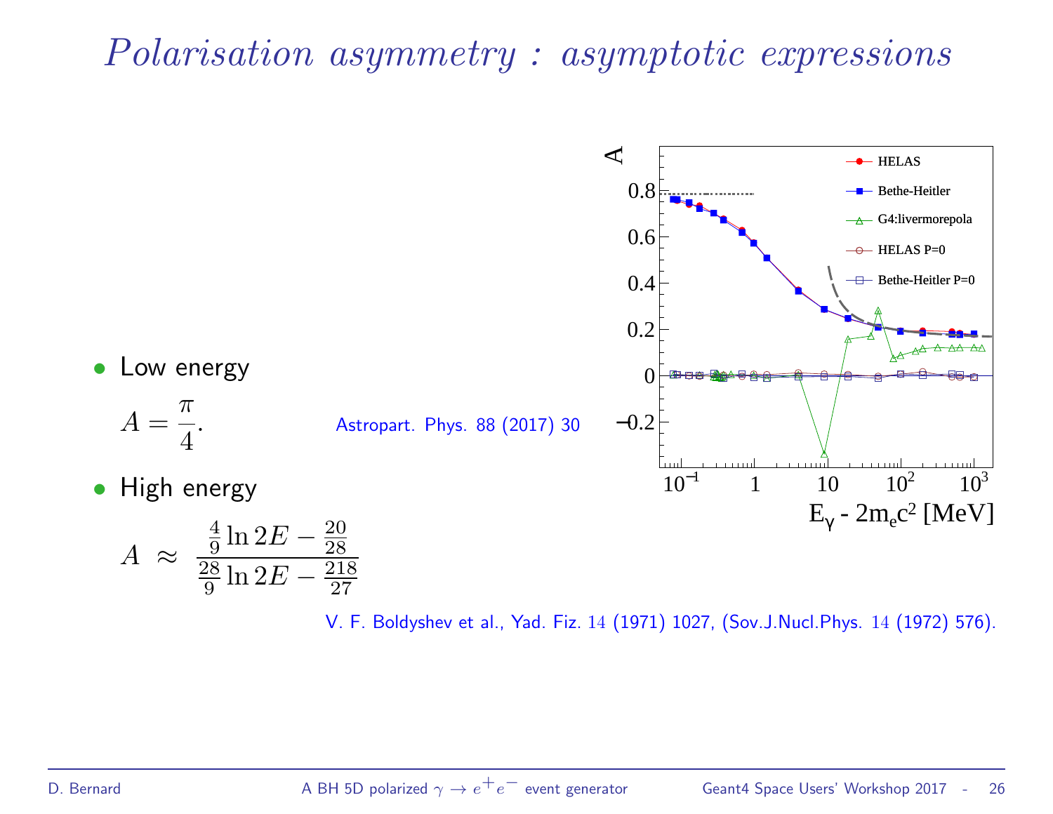# *Polarisation asymmetry : asymptotic expressions*

- Low energy

$$A = \frac{\pi}{4}.$$

Astropart. Phys. 88 (2017) 30

- High energy

$$A \ \approx \ \frac{\frac{4}{9}\ln 2E - \frac{20}{28}}{\frac{28}{9}\ln 2E - \frac{218}{27}}$$

V. F. Boldyshev et al., Yad. Fiz. 14 (1971) 1027, (Sov.J.Nucl.Phys. 14 (1972) 576).

A

0.8
0.6
0.4
0.2
0
−0.2

$10^{-1}$ 1 10 $10^{2}$ $10^{3}$

$E_\gamma$ - $2m_ec^2$ [MeV]

HELAS
Bethe-Heitler
G4:livermorepola
HELAS P=0
Bethe-Heitler P=0